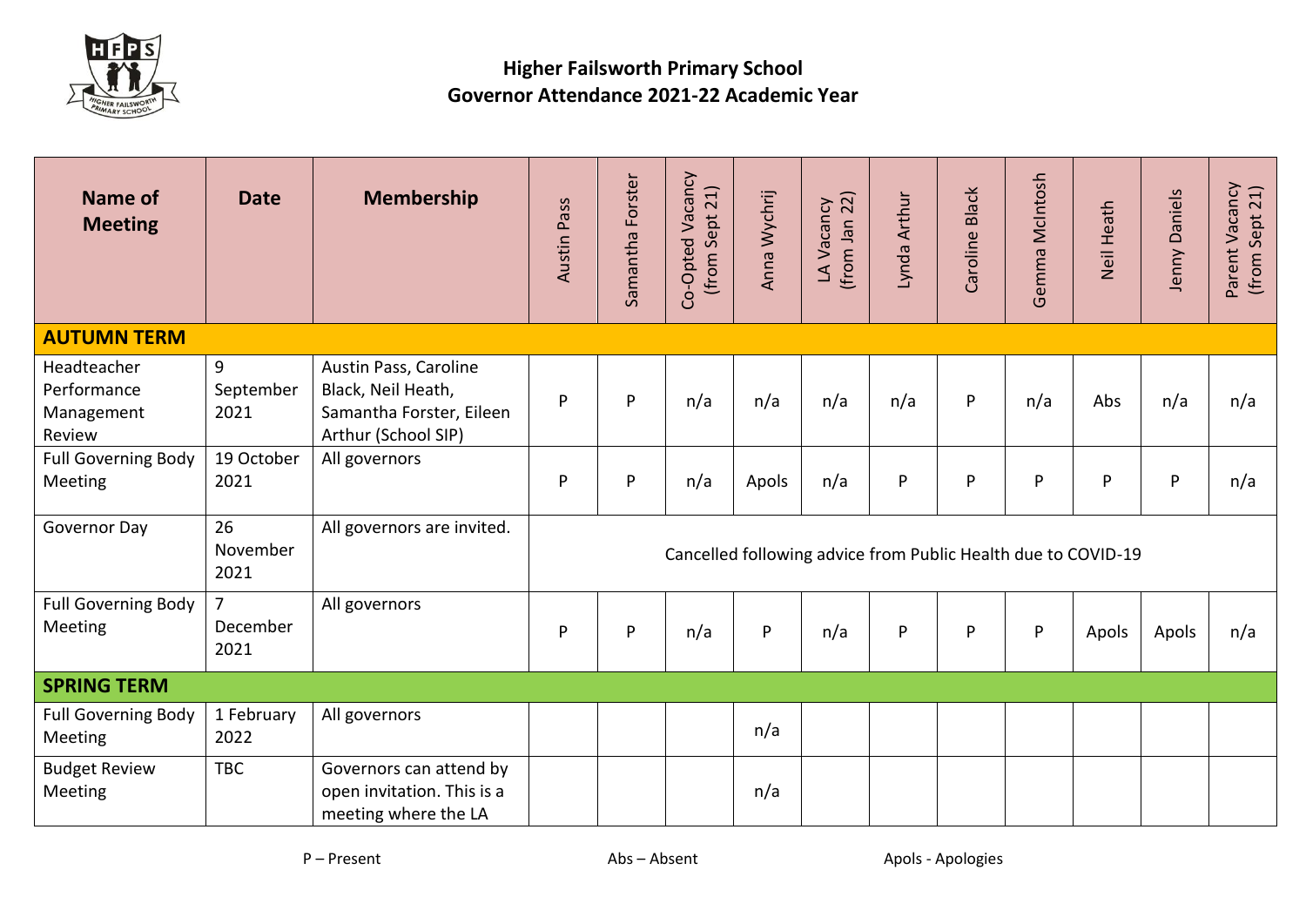# Higher Failsworth Primary School
## Governor Attendance 2021-22 Academic Year

| Name of Meeting | Date | Membership | Austin Pass | Samantha Forster | Co-Opted Vacancy (from Sept 21) | Anna Wychrij | LA Vacancy (from Jan 22) | Lynda Arthur | Caroline Black | Gemma McIntosh | Neil Heath | Jenny Daniels | Parent Vacancy (from Sept 21) |
|---|---|---|---|---|---|---|---|---|---|---|---|---|---|
| **AUTUMN TERM** | | | | | | | | | | | | | |
| Headteacher Performance Management Review | 9 September 2021 | Austin Pass, Caroline Black, Neil Heath, Samantha Forster, Eileen Arthur (School SIP) | P | P | n/a | n/a | n/a | n/a | P | n/a | Abs | n/a | n/a |
| Full Governing Body Meeting | 19 October 2021 | All governors | P | P | n/a | Apols | n/a | P | P | P | P | P | n/a |
| Governor Day | 26 November 2021 | All governors are invited. | Cancelled following advice from Public Health due to COVID-19 | | | | | | | | | | |
| Full Governing Body Meeting | 7 December 2021 | All governors | P | P | n/a | P | n/a | P | P | P | Apols | Apols | n/a |
| **SPRING TERM** | | | | | | | | | | | | | |
| Full Governing Body Meeting | 1 February 2022 | All governors | | | | n/a | | | | | | | |
| Budget Review Meeting | TBC | Governors can attend by open invitation. This is a meeting where the LA | | | | n/a | | | | | | | |

P – Present Abs – Absent Apols - Apologies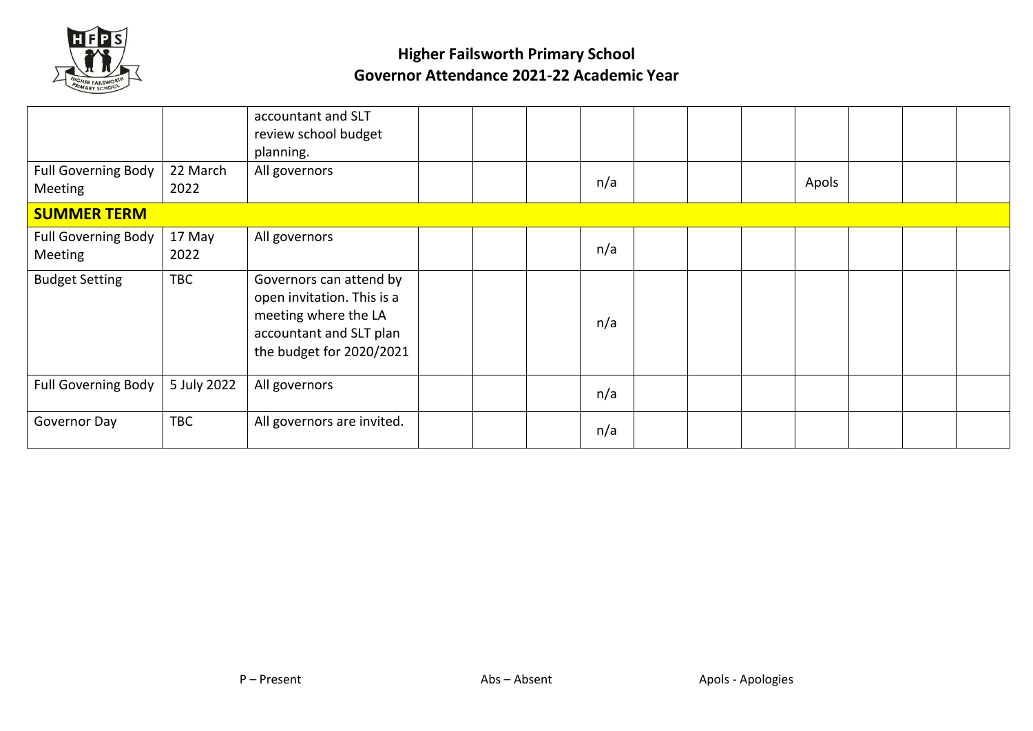| | | | | | | | | | | | | | |
|---|---|---|---|---|---|---|---|---|---|---|---|---|---|
| | | accountant and SLT review school budget planning. | | | | | | | | | | | |
| Full Governing Body Meeting | 22 March 2022 | All governors | | | | n/a | | | | Apols | | | |
| **SUMMER TERM** | | | | | | | | | | | | | |
| Full Governing Body Meeting | 17 May 2022 | All governors | | | | n/a | | | | | | | |
| Budget Setting | TBC | Governors can attend by open invitation. This is a meeting where the LA accountant and SLT plan the budget for 2020/2021 | | | | n/a | | | | | | | |
| Full Governing Body | 5 July 2022 | All governors | | | | n/a | | | | | | | |
| Governor Day | TBC | All governors are invited. | | | | n/a | | | | | | | |

P – Present Abs – Absent Apols - Apologies